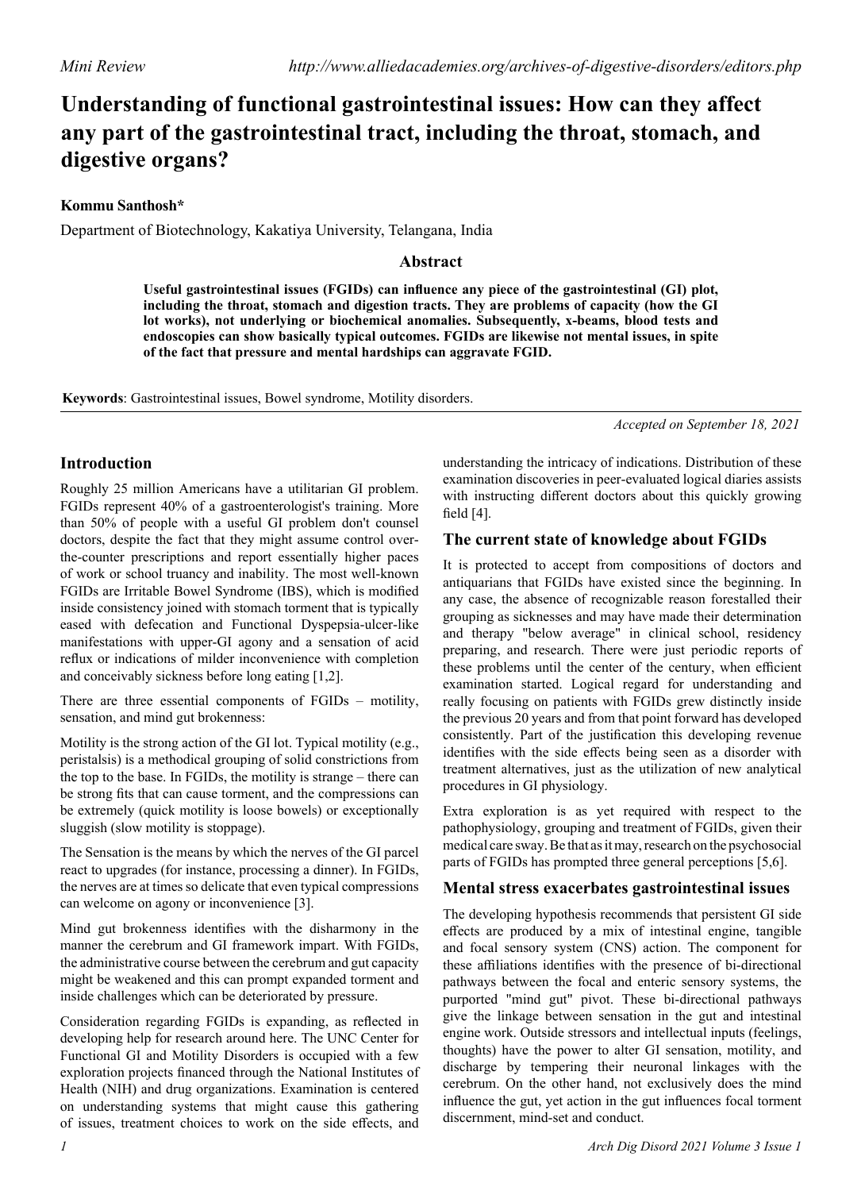*Mini Review* http://www.alliedacademies.org/archives-of-digestive-disorders/editors.php

# Understanding of functional gastrointestinal issues: How can they affect any part of the gastrointestinal tract, including the throat, stomach, and digestive organs?

**Kommu Santhosh***

Department of Biotechnology, Kakatiya University, Telangana, India

## Abstract

**Useful gastrointestinal issues (FGIDs) can influence any piece of the gastrointestinal (GI) plot, including the throat, stomach and digestion tracts. They are problems of capacity (how the GI lot works), not underlying or biochemical anomalies. Subsequently, x-beams, blood tests and endoscopies can show basically typical outcomes. FGIDs are likewise not mental issues, in spite of the fact that pressure and mental hardships can aggravate FGID.**

**Keywords**: Gastrointestinal issues, Bowel syndrome, Motility disorders.

*Accepted on September 18, 2021*

## Introduction

Roughly 25 million Americans have a utilitarian GI problem. FGIDs represent 40% of a gastroenterologist's training. More than 50% of people with a useful GI problem don't counsel doctors, despite the fact that they might assume control over-the-counter prescriptions and report essentially higher paces of work or school truancy and inability. The most well-known FGIDs are Irritable Bowel Syndrome (IBS), which is modified inside consistency joined with stomach torment that is typically eased with defecation and Functional Dyspepsia-ulcer-like manifestations with upper-GI agony and a sensation of acid reflux or indications of milder inconvenience with completion and conceivably sickness before long eating [1,2].

There are three essential components of FGIDs – motility, sensation, and mind gut brokenness:

Motility is the strong action of the GI lot. Typical motility (e.g., peristalsis) is a methodical grouping of solid constrictions from the top to the base. In FGIDs, the motility is strange – there can be strong fits that can cause torment, and the compressions can be extremely (quick motility is loose bowels) or exceptionally sluggish (slow motility is stoppage).

The Sensation is the means by which the nerves of the GI parcel react to upgrades (for instance, processing a dinner). In FGIDs, the nerves are at times so delicate that even typical compressions can welcome on agony or inconvenience [3].

Mind gut brokenness identifies with the disharmony in the manner the cerebrum and GI framework impart. With FGIDs, the administrative course between the cerebrum and gut capacity might be weakened and this can prompt expanded torment and inside challenges which can be deteriorated by pressure.

Consideration regarding FGIDs is expanding, as reflected in developing help for research around here. The UNC Center for Functional GI and Motility Disorders is occupied with a few exploration projects financed through the National Institutes of Health (NIH) and drug organizations. Examination is centered on understanding systems that might cause this gathering of issues, treatment choices to work on the side effects, and understanding the intricacy of indications. Distribution of these examination discoveries in peer-evaluated logical diaries assists with instructing different doctors about this quickly growing field [4].

### The current state of knowledge about FGIDs

It is protected to accept from compositions of doctors and antiquarians that FGIDs have existed since the beginning. In any case, the absence of recognizable reason forestalled their grouping as sicknesses and may have made their determination and therapy "below average" in clinical school, residency preparing, and research. There were just periodic reports of these problems until the center of the century, when efficient examination started. Logical regard for understanding and really focusing on patients with FGIDs grew distinctly inside the previous 20 years and from that point forward has developed consistently. Part of the justification this developing revenue identifies with the side effects being seen as a disorder with treatment alternatives, just as the utilization of new analytical procedures in GI physiology.

Extra exploration is as yet required with respect to the pathophysiology, grouping and treatment of FGIDs, given their medical care sway. Be that as it may, research on the psychosocial parts of FGIDs has prompted three general perceptions [5,6].

### Mental stress exacerbates gastrointestinal issues

The developing hypothesis recommends that persistent GI side effects are produced by a mix of intestinal engine, tangible and focal sensory system (CNS) action. The component for these affiliations identifies with the presence of bi-directional pathways between the focal and enteric sensory systems, the purported "mind gut" pivot. These bi-directional pathways give the linkage between sensation in the gut and intestinal engine work. Outside stressors and intellectual inputs (feelings, thoughts) have the power to alter GI sensation, motility, and discharge by tempering their neuronal linkages with the cerebrum. On the other hand, not exclusively does the mind influence the gut, yet action in the gut influences focal torment discernment, mind-set and conduct.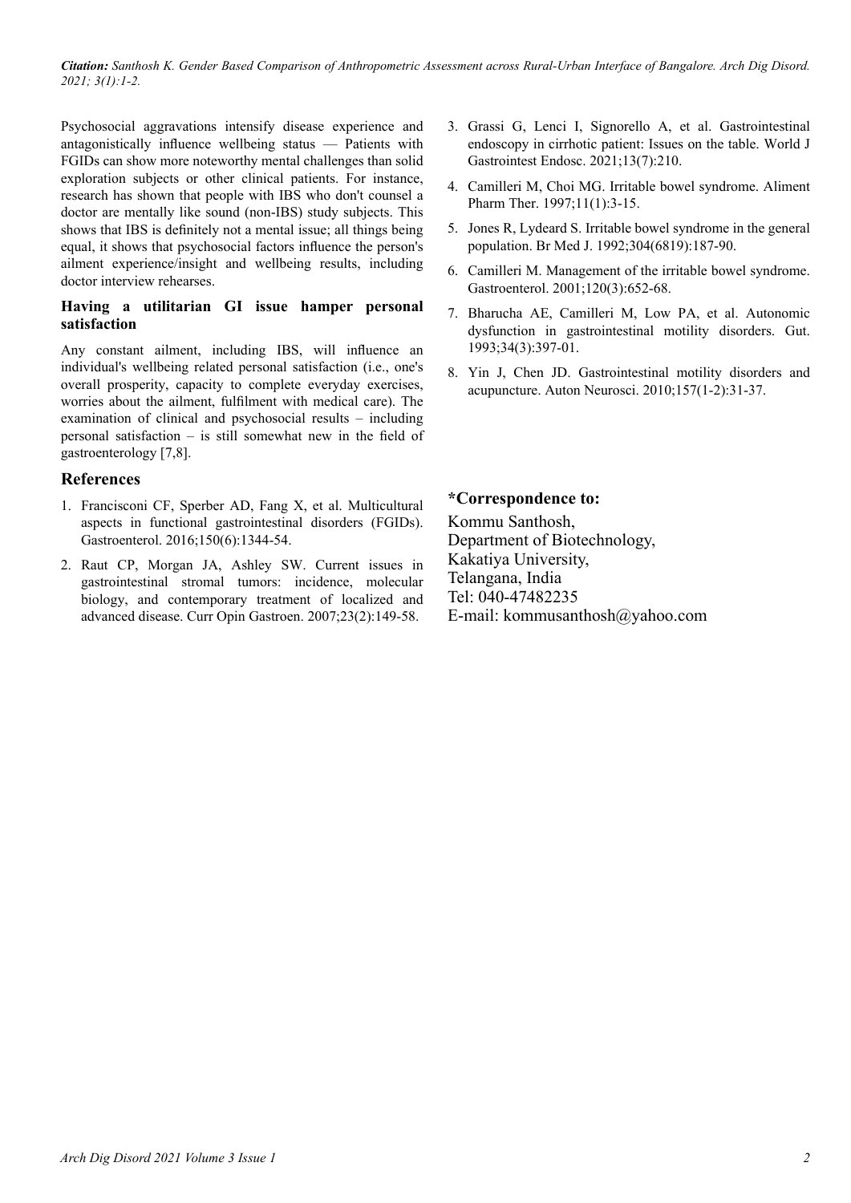Psychosocial aggravations intensify disease experience and antagonistically influence wellbeing status — Patients with FGIDs can show more noteworthy mental challenges than solid exploration subjects or other clinical patients. For instance, research has shown that people with IBS who don't counsel a doctor are mentally like sound (non-IBS) study subjects. This shows that IBS is definitely not a mental issue; all things being equal, it shows that psychosocial factors influence the person's ailment experience/insight and wellbeing results, including doctor interview rehearses.

### Having a utilitarian GI issue hamper personal satisfaction

Any constant ailment, including IBS, will influence an individual's wellbeing related personal satisfaction (i.e., one's overall prosperity, capacity to complete everyday exercises, worries about the ailment, fulfilment with medical care). The examination of clinical and psychosocial results – including personal satisfaction – is still somewhat new in the field of gastroenterology [7,8].

## References

1. Francisconi CF, Sperber AD, Fang X, et al. Multicultural aspects in functional gastrointestinal disorders (FGIDs). Gastroenterol. 2016;150(6):1344-54.
2. Raut CP, Morgan JA, Ashley SW. Current issues in gastrointestinal stromal tumors: incidence, molecular biology, and contemporary treatment of localized and advanced disease. Curr Opin Gastroen. 2007;23(2):149-58.
3. Grassi G, Lenci I, Signorello A, et al. Gastrointestinal endoscopy in cirrhotic patient: Issues on the table. World J Gastrointest Endosc. 2021;13(7):210.
4. Camilleri M, Choi MG. Irritable bowel syndrome. Aliment Pharm Ther. 1997;11(1):3-15.
5. Jones R, Lydeard S. Irritable bowel syndrome in the general population. Br Med J. 1992;304(6819):187-90.
6. Camilleri M. Management of the irritable bowel syndrome. Gastroenterol. 2001;120(3):652-68.
7. Bharucha AE, Camilleri M, Low PA, et al. Autonomic dysfunction in gastrointestinal motility disorders. Gut. 1993;34(3):397-01.
8. Yin J, Chen JD. Gastrointestinal motility disorders and acupuncture. Auton Neurosci. 2010;157(1-2):31-37.

**\*Correspondence to:**

Kommu Santhosh,
Department of Biotechnology,
Kakatiya University,
Telangana, India
Tel: 040-47482235
E-mail: kommusanthosh@yahoo.com